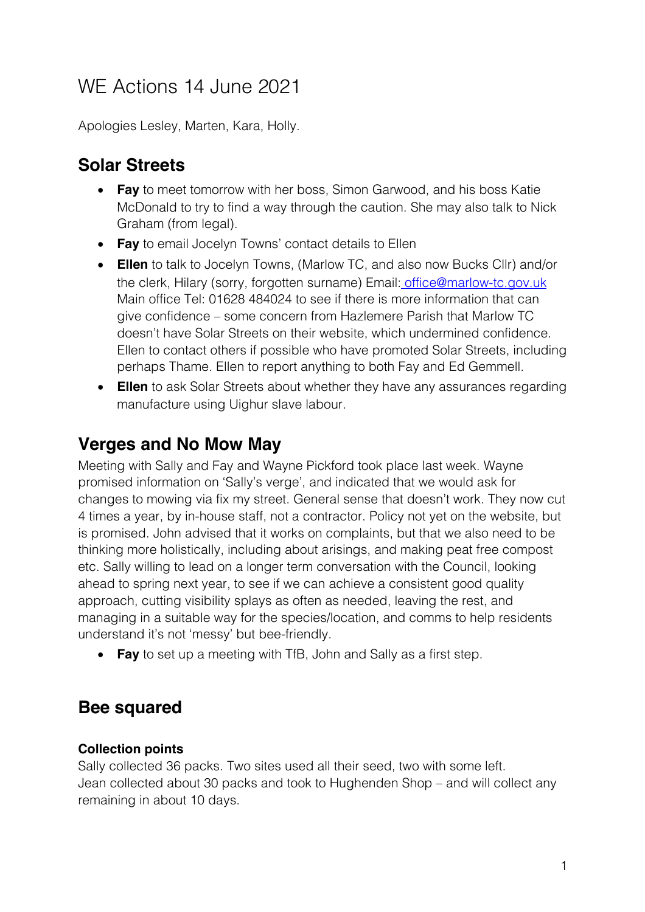# WE Actions 14 June 2021

Apologies Lesley, Marten, Kara, Holly.

## Solar Streets

- **Fay** to meet tomorrow with her boss, Simon Garwood, and his boss Katie McDonald to try to find a way through the caution. She may also talk to Nick Graham (from legal).
- **Fay** to email Jocelyn Towns' contact details to Ellen
- **Ellen** to talk to Jocelyn Towns, (Marlow TC, and also now Bucks Cllr) and/or the clerk, Hilary (sorry, forgotten surname) Email: office@marlow-tc.gov.uk Main office Tel: 01628 484024 to see if there is more information that can give confidence – some concern from Hazlemere Parish that Marlow TC doesn't have Solar Streets on their website, which undermined confidence. Ellen to contact others if possible who have promoted Solar Streets, including perhaps Thame. Ellen to report anything to both Fay and Ed Gemmell.
- **Ellen** to ask Solar Streets about whether they have any assurances regarding manufacture using Uighur slave labour.

## Verges and No Mow May

Meeting with Sally and Fay and Wayne Pickford took place last week. Wayne promised information on 'Sally's verge', and indicated that we would ask for changes to mowing via fix my street. General sense that doesn't work. They now cut 4 times a year, by in-house staff, not a contractor. Policy not yet on the website, but is promised. John advised that it works on complaints, but that we also need to be thinking more holistically, including about arisings, and making peat free compost etc. Sally willing to lead on a longer term conversation with the Council, looking ahead to spring next year, to see if we can achieve a consistent good quality approach, cutting visibility splays as often as needed, leaving the rest, and managing in a suitable way for the species/location, and comms to help residents understand it's not 'messy' but bee-friendly.

- **Fay** to set up a meeting with TfB, John and Sally as a first step.

## Bee squared

### Collection points

Sally collected 36 packs. Two sites used all their seed, two with some left.
Jean collected about 30 packs and took to Hughenden Shop – and will collect any remaining in about 10 days.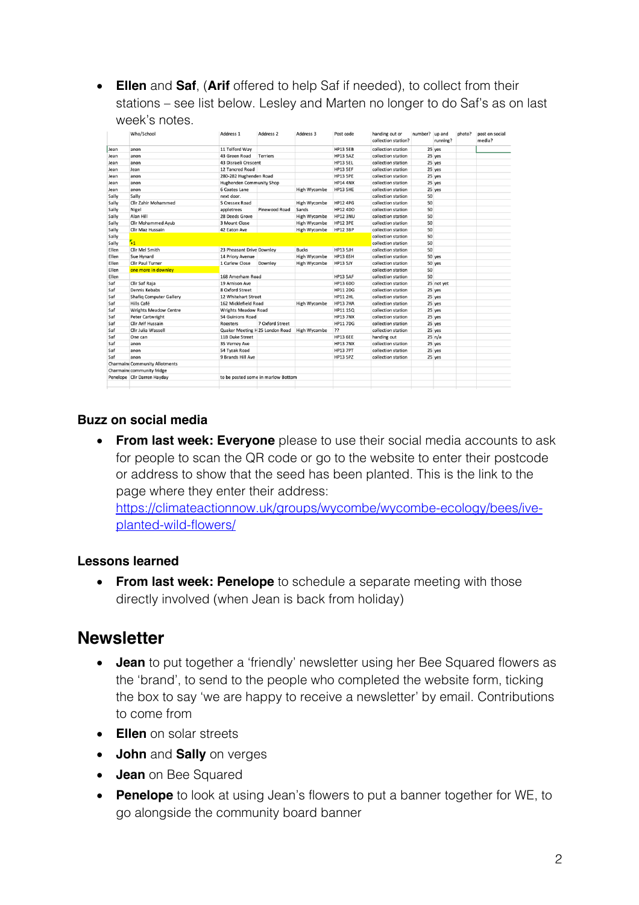- **Ellen** and **Saf**, (**Arif** offered to help Saf if needed), to collect from their stations – see list below. Lesley and Marten no longer to do Saf's as on last week's notes.

| | Who/School | Address 1 | Address 2 | Address 3 | Post code | handing out or collection station? | number? | up and running? | photo? | post on social media? |
|---|---|---|---|---|---|---|---|---|---|---|
| Jean | anon | 11 Telford Way | | | HP13 5EB | collection station | 25 | yes | | |
| Jean | anon | 43 Green Road | Terriers | | HP13 5AZ | collection station | 25 | yes | | |
| Jean | anon | 43 Disraeli Crescent | | | HP13 5EL | collection station | 25 | yes | | |
| Jean | Jean | 12 Tancred Road | | | HP13 5EF | collection station | 25 | yes | | |
| Jean | anon | 280-282 Hughenden Road | | | HP13 5PE | collection station | 25 | yes | | |
| Jean | anon | Hughenden Community Shop | | | HP14 4NX | collection station | 25 | yes | | |
| Jean | anon | 6 Coates Lane | | High Wycombe | HP13 5HE | collection station | 25 | yes | | |
| Sally | Sally | next door. | | | | collection station | 50 | | | |
| Sally | Cllr Zahir Mohammed | 5 Cressex Road | | High Wycombe | HP12 4PG | collection station | 50 | | | |
| Sally | Nigel | appletrees | Pinewood Road | Sands | HP12 4DD | collection station | 50 | | | |
| Sally | Alan Hill | 28 Deeds Grove | | High Wycombe | HP12 3NU | collection station | 50 | | | |
| Sally | Cllr Mohammed Ayub | 3 Mount Close | | High Wycombe | HP12 3PE | collection station | 50 | | | |
| Sally | Cllr Maz Hussain | 42 Eaton Ave | | High Wycombe | HP12 3BP | collection station | 50 | | | |
| Sally | | | | | | collection station | 50 | | | |
| Sally | +1 | | | | | collection station | 50 | | | |
| Ellen | Cllr Mel Smith | 23 Pheasant Drive | Downley | Bucks | HP13 5JH | collection station | 50 | | | |
| Ellen | Sue Hynard | 14 Priory Avenue | | High Wycombe | HP13 6SH | collection station | 50 | yes | | |
| Ellen | Cllr Paul Turner | 1 Curlew Close | Downley | High Wycombe | HP13 5JY | collection station | 50 | yes | | |
| Ellen | one more in downley | | | | | collection station | 50 | | | |
| Ellen | | 168 Amersham Road | | | HP13 5AF | collection station | 50 | | | |
| Saf | Cllr Saf Raja | 19 Arnison Ave | | | HP13 6DD | collection station | 25 | not yet | | |
| Saf | Dennis Kebabs | 8 Oxford Street | | | HP11 2DG | collection station | 25 | yes | | |
| Saf | Shafiq Computer Gallery | 12 Whitehart Street | | | HP11 2HL | collection station | 25 | yes | | |
| Saf | Hills Café | 162 Micklefield Road | | High Wycombe | HP13 7HA | collection station | 25 | yes | | |
| Saf | Wrights Meadow Centre | Wrights Meadow Road | | | HP11 1SQ | collection station | 25 | yes | | |
| Saf | Peter Cartwright | 54 Guinions Road | | | HP13 7NX | collection station | 25 | yes | | |
| Saf | Cllr Arif Hussain | Roosters | 7 Oxford Street | | HP11 7DG | collection station | 25 | yes | | |
| Saf | Cllr Julia Wassell | Quaker Meeting H | 25 London Road | High Wycombe | ?? | collection station | 25 | yes | | |
| Saf | One can | 118 Duke Street | | | HP13 6EE | handing out | 25 | n/a | | |
| Saf | anon | 35 Verney Ave | | | HP13 7NX | collection station | 25 | yes | | |
| Saf | anon | 54 Tyzak Road | | | HP13 7PT | collection station | 25 | yes | | |
| Saf | anon | 9 Brands Hill Ave | | | HP13 5PZ | collection station | 25 | yes | | |
| Charmaine | Community Allotments | | | | | | | | | |
| Charmaine | community fridge | | | | | | | | | |
| Penelope | Cllr Darren Hayday | to be posted some in marlow Bottom | | | | | | | | |

### Buzz on social media

- **From last week: Everyone** please to use their social media accounts to ask for people to scan the QR code or go to the website to enter their postcode or address to show that the seed has been planted. This is the link to the page where they enter their address: https://climateactionnow.uk/groups/wycombe/wycombe-ecology/bees/ive-planted-wild-flowers/

### Lessons learned

- **From last week: Penelope** to schedule a separate meeting with those directly involved (when Jean is back from holiday)

## Newsletter

- **Jean** to put together a 'friendly' newsletter using her Bee Squared flowers as the 'brand', to send to the people who completed the website form, ticking the box to say 'we are happy to receive a newsletter' by email. Contributions to come from
- **Ellen** on solar streets
- **John** and **Sally** on verges
- **Jean** on Bee Squared
- **Penelope** to look at using Jean's flowers to put a banner together for WE, to go alongside the community board banner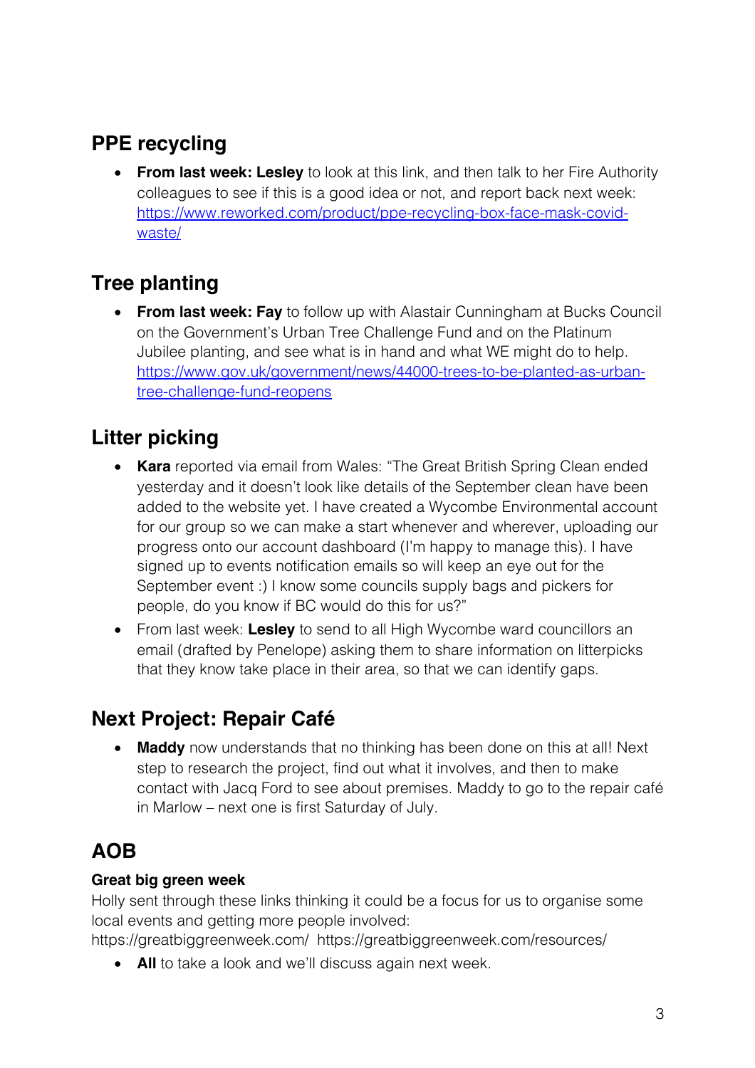## PPE recycling

- **From last week: Lesley** to look at this link, and then talk to her Fire Authority colleagues to see if this is a good idea or not, and report back next week: [https://www.reworked.com/product/ppe-recycling-box-face-mask-covid-waste/](https://www.reworked.com/product/ppe-recycling-box-face-mask-covid-waste/)

## Tree planting

- **From last week: Fay** to follow up with Alastair Cunningham at Bucks Council on the Government's Urban Tree Challenge Fund and on the Platinum Jubilee planting, and see what is in hand and what WE might do to help. [https://www.gov.uk/government/news/44000-trees-to-be-planted-as-urban-tree-challenge-fund-reopens](https://www.gov.uk/government/news/44000-trees-to-be-planted-as-urban-tree-challenge-fund-reopens)

## Litter picking

- **Kara** reported via email from Wales: "The Great British Spring Clean ended yesterday and it doesn't look like details of the September clean have been added to the website yet. I have created a Wycombe Environmental account for our group so we can make a start whenever and wherever, uploading our progress onto our account dashboard (I'm happy to manage this). I have signed up to events notification emails so will keep an eye out for the September event :) I know some councils supply bags and pickers for people, do you know if BC would do this for us?"
- From last week: **Lesley** to send to all High Wycombe ward councillors an email (drafted by Penelope) asking them to share information on litterpicks that they know take place in their area, so that we can identify gaps.

## Next Project: Repair Café

- **Maddy** now understands that no thinking has been done on this at all! Next step to research the project, find out what it involves, and then to make contact with Jacq Ford to see about premises. Maddy to go to the repair café in Marlow – next one is first Saturday of July.

# AOB

### Great big green week

Holly sent through these links thinking it could be a focus for us to organise some local events and getting more people involved:
https://greatbiggreenweek.com/ https://greatbiggreenweek.com/resources/

- **All** to take a look and we'll discuss again next week.